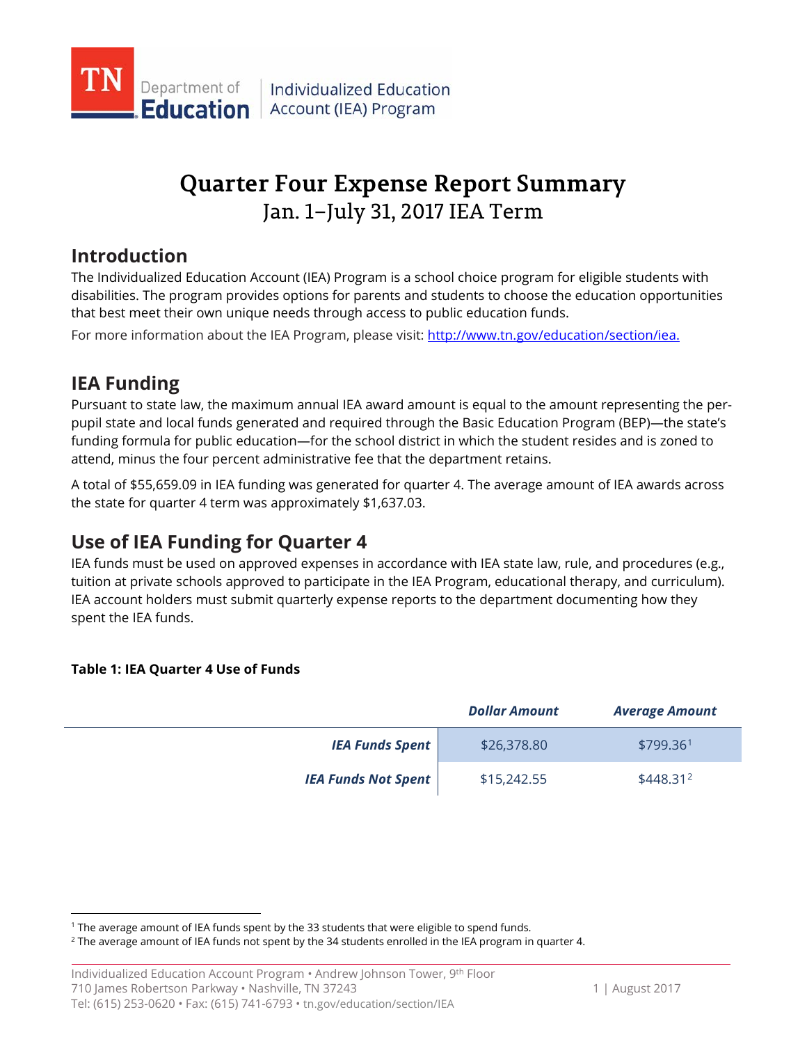Individualized Education Account (IEA) Program

# Quarter Four Expense Report Summary

Jan. 1–July 31, 2017 IEA Term

## Introduction

The Individualized Education Account (IEA) Program is a school choice program for eligible students with disabilities. The program provides options for parents and students to choose the education opportunities that best meet their own unique needs through access to public education funds.

For more information about the IEA Program, please visit: [http://www.tn.gov/education/section/iea.](http://www.tn.gov/education/section/iea)

## IEA Funding

Pursuant to state law, the maximum annual IEA award amount is equal to the amount representing the per-pupil state and local funds generated and required through the Basic Education Program (BEP)—the state's funding formula for public education—for the school district in which the student resides and is zoned to attend, minus the four percent administrative fee that the department retains.

A total of $55,659.09 in IEA funding was generated for quarter 4. The average amount of IEA awards across the state for quarter 4 term was approximately $1,637.03.

## Use of IEA Funding for Quarter 4

IEA funds must be used on approved expenses in accordance with IEA state law, rule, and procedures (e.g., tuition at private schools approved to participate in the IEA Program, educational therapy, and curriculum). IEA account holders must submit quarterly expense reports to the department documenting how they spent the IEA funds.

**Table 1: IEA Quarter 4 Use of Funds**

| | ***Dollar Amount*** | ***Average Amount*** |
|---|---|---|
| ***IEA Funds Spent*** | $26,378.80 | $799.36[1] |
| ***IEA Funds Not Spent*** | $15,242.55 | $448.31[2] |

[1] The average amount of IEA funds spent by the 33 students that were eligible to spend funds.

[2] The average amount of IEA funds not spent by the 34 students enrolled in the IEA program in quarter 4.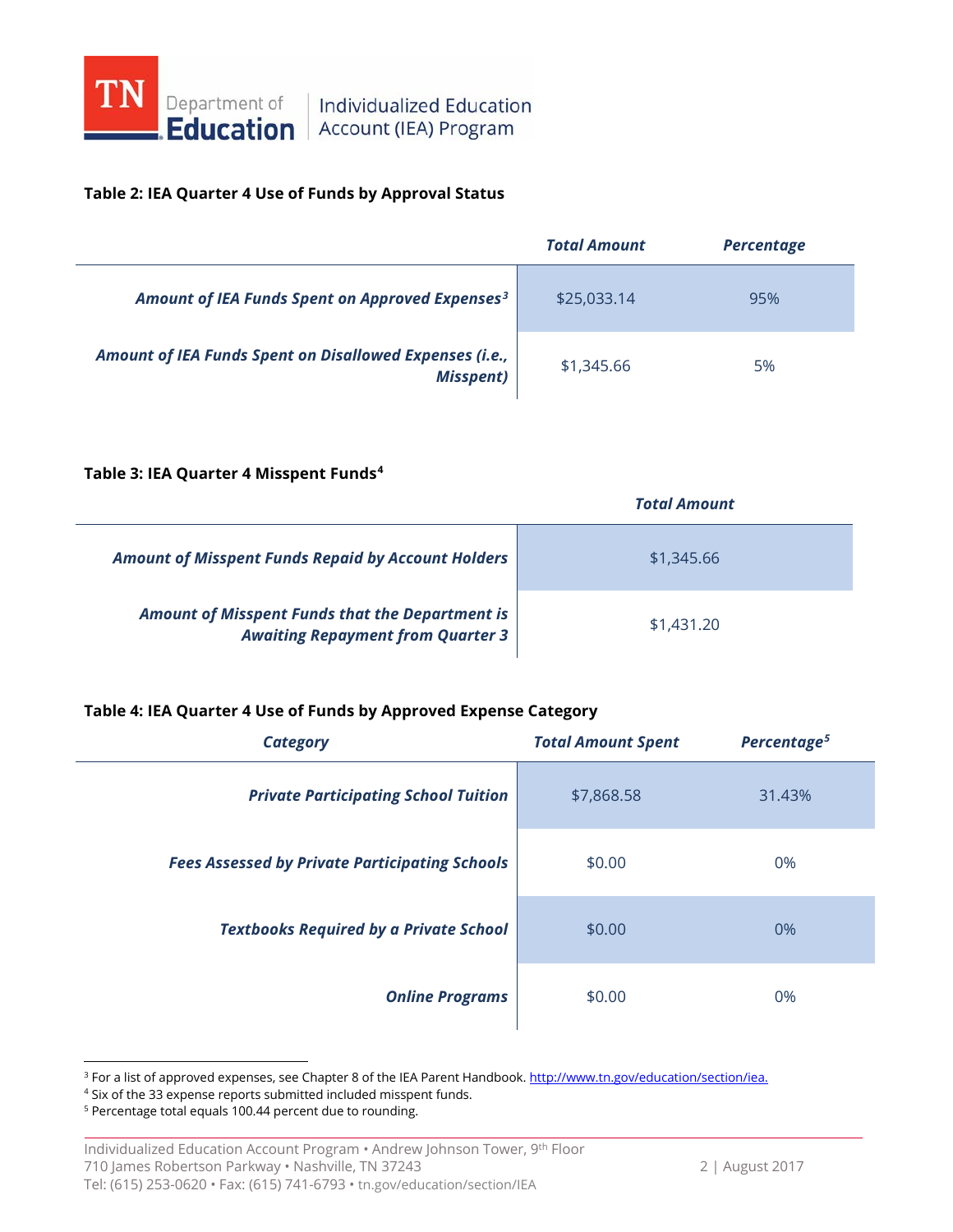**Table 2: IEA Quarter 4 Use of Funds by Approval Status**

| | *Total Amount* | *Percentage* |
|---|---|---|
| ***Amount of IEA Funds Spent on Approved Expenses[3]*** | $25,033.14 | 95% |
| ***Amount of IEA Funds Spent on Disallowed Expenses (i.e., Misspent)*** | $1,345.66 | 5% |

**Table 3: IEA Quarter 4 Misspent Funds[4]**

| | *Total Amount* |
|---|---|
| ***Amount of Misspent Funds Repaid by Account Holders*** | $1,345.66 |
| ***Amount of Misspent Funds that the Department is Awaiting Repayment from Quarter 3*** | $1,431.20 |

**Table 4: IEA Quarter 4 Use of Funds by Approved Expense Category**

| *Category* | *Total Amount Spent* | *Percentage[5]* |
|---|---|---|
| ***Private Participating School Tuition*** | $7,868.58 | 31.43% |
| ***Fees Assessed by Private Participating Schools*** | $0.00 | 0% |
| ***Textbooks Required by a Private School*** | $0.00 | 0% |
| ***Online Programs*** | $0.00 | 0% |

[3] For a list of approved expenses, see Chapter 8 of the IEA Parent Handbook. http://www.tn.gov/education/section/iea.

[4] Six of the 33 expense reports submitted included misspent funds.

[5] Percentage total equals 100.44 percent due to rounding.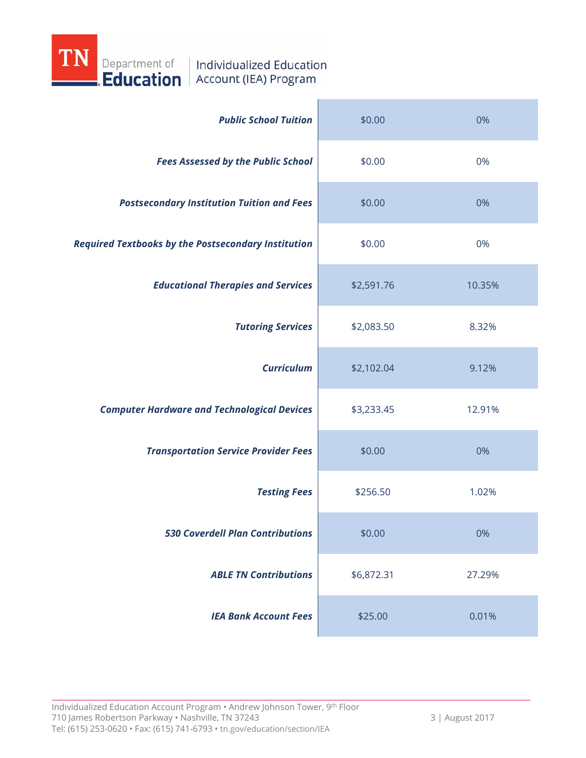| | | |
|---|---|---|
| ***Public School Tuition*** | $0.00 | 0% |
| ***Fees Assessed by the Public School*** | $0.00 | 0% |
| ***Postsecondary Institution Tuition and Fees*** | $0.00 | 0% |
| ***Required Textbooks by the Postsecondary Institution*** | $0.00 | 0% |
| ***Educational Therapies and Services*** | $2,591.76 | 10.35% |
| ***Tutoring Services*** | $2,083.50 | 8.32% |
| ***Curriculum*** | $2,102.04 | 9.12% |
| ***Computer Hardware and Technological Devices*** | $3,233.45 | 12.91% |
| ***Transportation Service Provider Fees*** | $0.00 | 0% |
| ***Testing Fees*** | $256.50 | 1.02% |
| ***530 Coverdell Plan Contributions*** | $0.00 | 0% |
| ***ABLE TN Contributions*** | $6,872.31 | 27.29% |
| ***IEA Bank Account Fees*** | $25.00 | 0.01% |